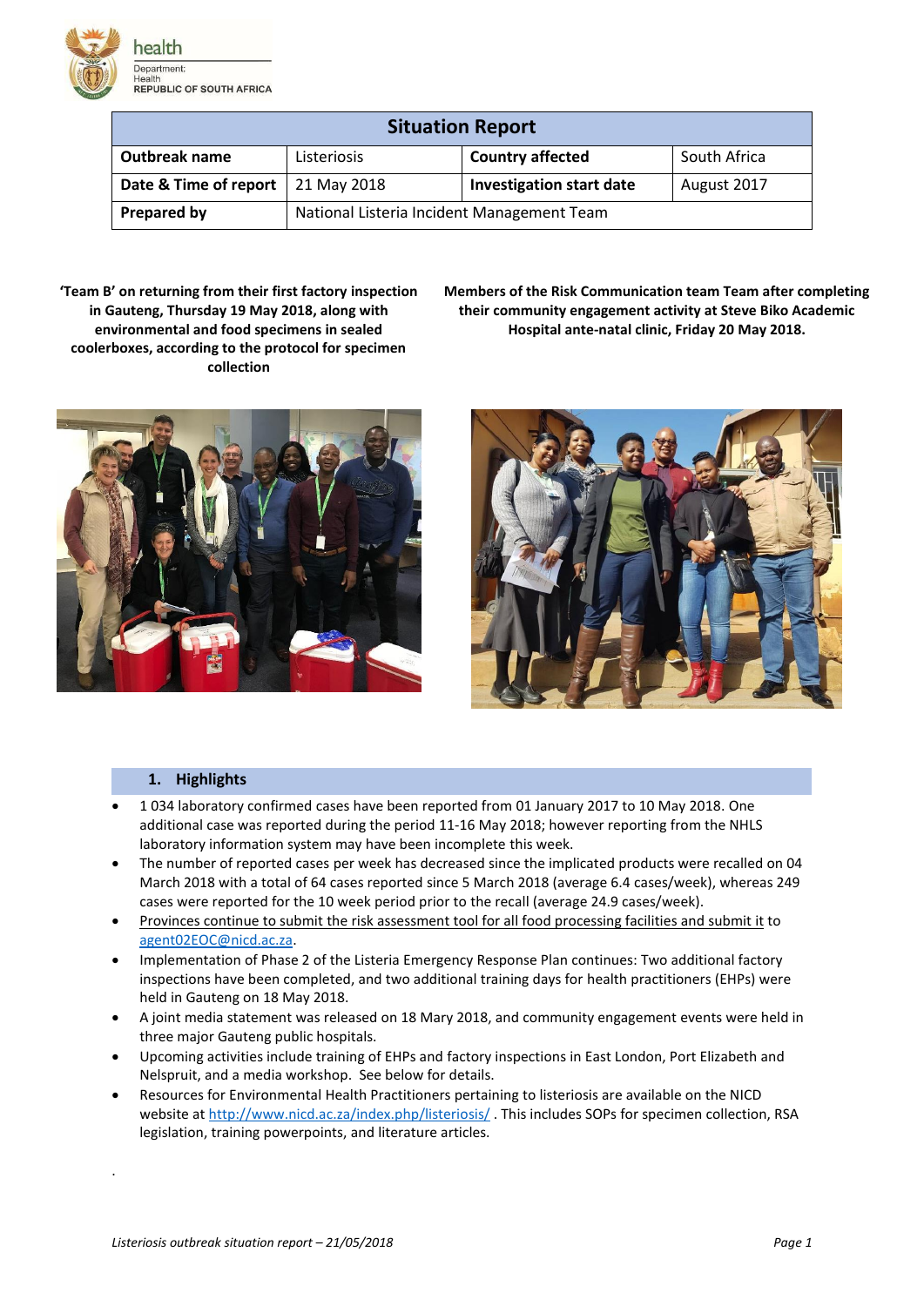| Situation Report | | | |
|---|---|---|---|
| **Outbreak name** | Listeriosis | **Country affected** | South Africa |
| **Date & Time of report** | 21 May 2018 | **Investigation start date** | August 2017 |
| **Prepared by** | National Listeria Incident Management Team | | |

**'Team B' on returning from their first factory inspection in Gauteng, Thursday 19 May 2018, along with environmental and food specimens in sealed coolerboxes, according to the protocol for specimen collection**

**Members of the Risk Communication team Team after completing their community engagement activity at Steve Biko Academic Hospital ante-natal clinic, Friday 20 May 2018.**

## 1. Highlights

- 1 034 laboratory confirmed cases have been reported from 01 January 2017 to 10 May 2018. One additional case was reported during the period 11-16 May 2018; however reporting from the NHLS laboratory information system may have been incomplete this week.
- The number of reported cases per week has decreased since the implicated products were recalled on 04 March 2018 with a total of 64 cases reported since 5 March 2018 (average 6.4 cases/week), whereas 249 cases were reported for the 10 week period prior to the recall (average 24.9 cases/week).
- Provinces continue to submit the risk assessment tool for all food processing facilities and submit it to agent02EOC@nicd.ac.za.
- Implementation of Phase 2 of the Listeria Emergency Response Plan continues: Two additional factory inspections have been completed, and two additional training days for health practitioners (EHPs) were held in Gauteng on 18 May 2018.
- A joint media statement was released on 18 Mary 2018, and community engagement events were held in three major Gauteng public hospitals.
- Upcoming activities include training of EHPs and factory inspections in East London, Port Elizabeth and Nelspruit, and a media workshop. See below for details.
- Resources for Environmental Health Practitioners pertaining to listeriosis are available on the NICD website at http://www.nicd.ac.za/index.php/listeriosis/ . This includes SOPs for specimen collection, RSA legislation, training powerpoints, and literature articles.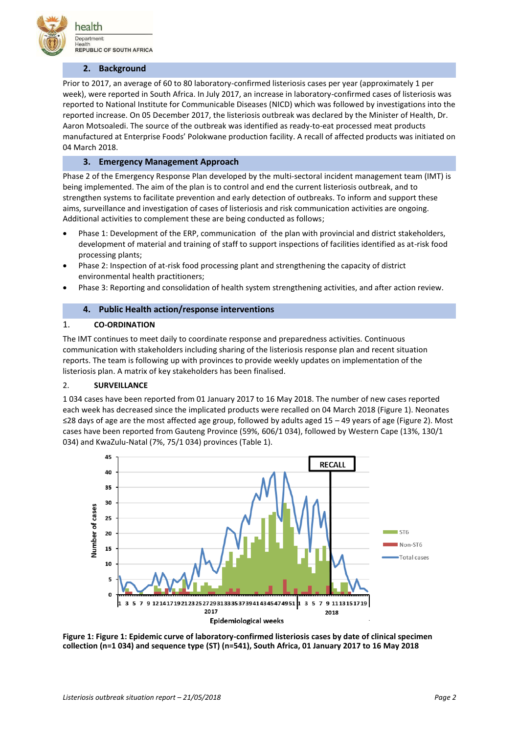## 2. Background

Prior to 2017, an average of 60 to 80 laboratory-confirmed listeriosis cases per year (approximately 1 per week), were reported in South Africa. In July 2017, an increase in laboratory-confirmed cases of listeriosis was reported to National Institute for Communicable Diseases (NICD) which was followed by investigations into the reported increase. On 05 December 2017, the listeriosis outbreak was declared by the Minister of Health, Dr. Aaron Motsoaledi. The source of the outbreak was identified as ready-to-eat processed meat products manufactured at Enterprise Foods' Polokwane production facility. A recall of affected products was initiated on 04 March 2018.

## 3. Emergency Management Approach

Phase 2 of the Emergency Response Plan developed by the multi-sectoral incident management team (IMT) is being implemented. The aim of the plan is to control and end the current listeriosis outbreak, and to strengthen systems to facilitate prevention and early detection of outbreaks. To inform and support these aims, surveillance and investigation of cases of listeriosis and risk communication activities are ongoing. Additional activities to complement these are being conducted as follows;

- Phase 1: Development of the ERP, communication of the plan with provincial and district stakeholders, development of material and training of staff to support inspections of facilities identified as at-risk food processing plants;
- Phase 2: Inspection of at-risk food processing plant and strengthening the capacity of district environmental health practitioners;
- Phase 3: Reporting and consolidation of health system strengthening activities, and after action review.

## 4. Public Health action/response interventions

### 1. CO-ORDINATION

The IMT continues to meet daily to coordinate response and preparedness activities. Continuous communication with stakeholders including sharing of the listeriosis response plan and recent situation reports. The team is following up with provinces to provide weekly updates on implementation of the listeriosis plan. A matrix of key stakeholders has been finalised.

### 2. SURVEILLANCE

1 034 cases have been reported from 01 January 2017 to 16 May 2018. The number of new cases reported each week has decreased since the implicated products were recalled on 04 March 2018 (Figure 1). Neonates ≤28 days of age are the most affected age group, followed by adults aged 15 – 49 years of age (Figure 2). Most cases have been reported from Gauteng Province (59%, 606/1 034), followed by Western Cape (13%, 130/1 034) and KwaZulu-Natal (7%, 75/1 034) provinces (Table 1).

**Figure 1: Figure 1: Epidemic curve of laboratory-confirmed listeriosis cases by date of clinical specimen collection (n=1 034) and sequence type (ST) (n=541), South Africa, 01 January 2017 to 16 May 2018**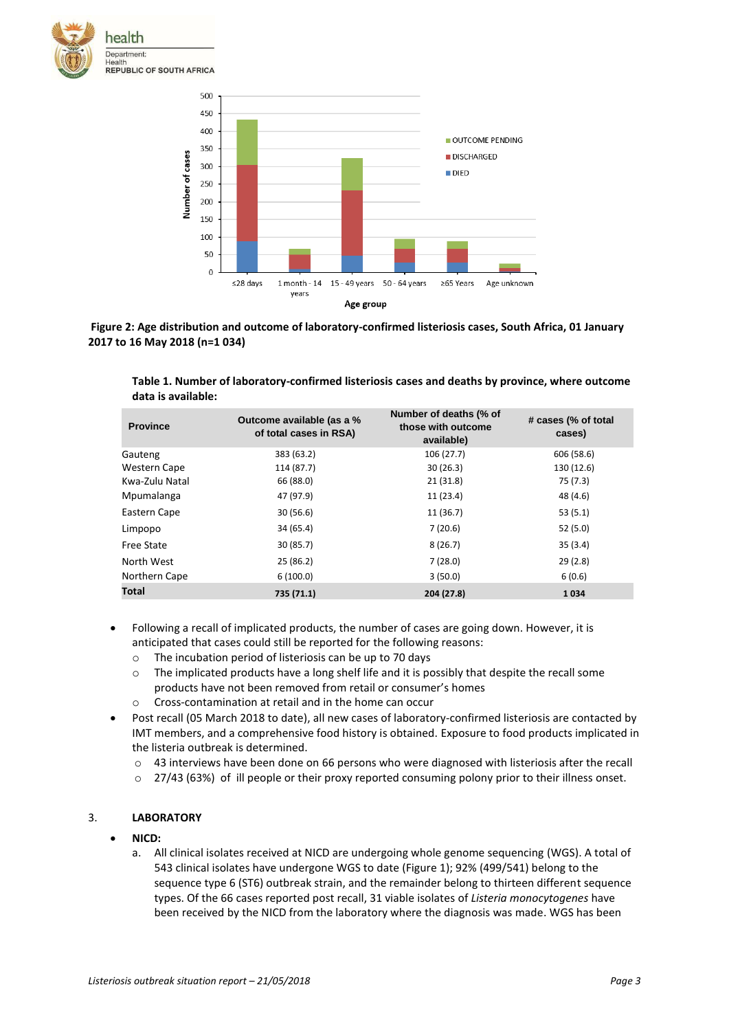Figure 2: Age distribution and outcome of laboratory-confirmed listeriosis cases, South Africa, 01 January 2017 to 16 May 2018 (n=1 034)

**Table 1. Number of laboratory-confirmed listeriosis cases and deaths by province, where outcome data is available:**

| Province | Outcome available (as a % of total cases in RSA) | Number of deaths (% of those with outcome available) | # cases (% of total cases) |
|---|---|---|---|
| Gauteng | 383 (63.2) | 106 (27.7) | 606 (58.6) |
| Western Cape | 114 (87.7) | 30 (26.3) | 130 (12.6) |
| Kwa-Zulu Natal | 66 (88.0) | 21 (31.8) | 75 (7.3) |
| Mpumalanga | 47 (97.9) | 11 (23.4) | 48 (4.6) |
| Eastern Cape | 30 (56.6) | 11 (36.7) | 53 (5.1) |
| Limpopo | 34 (65.4) | 7 (20.6) | 52 (5.0) |
| Free State | 30 (85.7) | 8 (26.7) | 35 (3.4) |
| North West | 25 (86.2) | 7 (28.0) | 29 (2.8) |
| Northern Cape | 6 (100.0) | 3 (50.0) | 6 (0.6) |
| **Total** | **735 (71.1)** | **204 (27.8)** | **1 034** |

- Following a recall of implicated products, the number of cases are going down. However, it is anticipated that cases could still be reported for the following reasons:
  - The incubation period of listeriosis can be up to 70 days
  - The implicated products have a long shelf life and it is possibly that despite the recall some products have not been removed from retail or consumer's homes
  - Cross-contamination at retail and in the home can occur
- Post recall (05 March 2018 to date), all new cases of laboratory-confirmed listeriosis are contacted by IMT members, and a comprehensive food history is obtained. Exposure to food products implicated in the listeria outbreak is determined.
  - 43 interviews have been done on 66 persons who were diagnosed with listeriosis after the recall
  - 27/43 (63%) of ill people or their proxy reported consuming polony prior to their illness onset.

## 3. LABORATORY

- **NICD:**
  a. All clinical isolates received at NICD are undergoing whole genome sequencing (WGS). A total of 543 clinical isolates have undergone WGS to date (Figure 1); 92% (499/541) belong to the sequence type 6 (ST6) outbreak strain, and the remainder belong to thirteen different sequence types. Of the 66 cases reported post recall, 31 viable isolates of *Listeria monocytogenes* have been received by the NICD from the laboratory where the diagnosis was made. WGS has been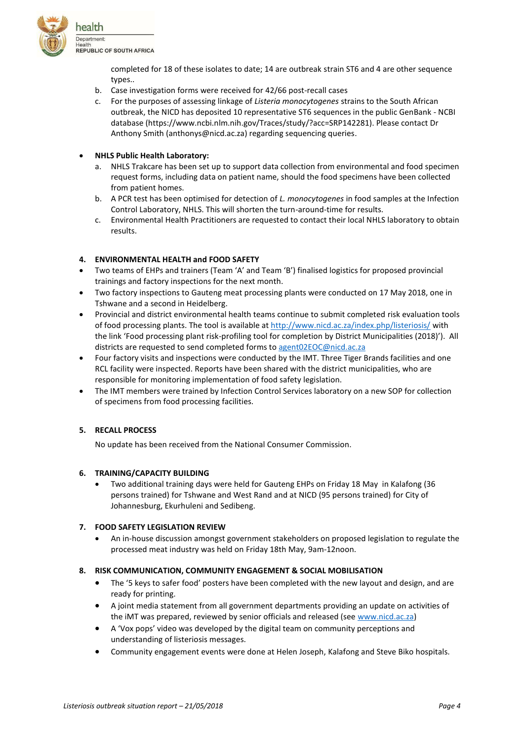completed for 18 of these isolates to date; 14 are outbreak strain ST6 and 4 are other sequence types..

b. Case investigation forms were received for 42/66 post-recall cases

c. For the purposes of assessing linkage of *Listeria monocytogenes* strains to the South African outbreak, the NICD has deposited 10 representative ST6 sequences in the public GenBank - NCBI database (https://www.ncbi.nlm.nih.gov/Traces/study/?acc=SRP142281). Please contact Dr Anthony Smith (anthonys@nicd.ac.za) regarding sequencing queries.

- **NHLS Public Health Laboratory:**
  - a. NHLS Trakcare has been set up to support data collection from environmental and food specimen request forms, including data on patient name, should the food specimens have been collected from patient homes.
  - b. A PCR test has been optimised for detection of *L. monocytogenes* in food samples at the Infection Control Laboratory, NHLS. This will shorten the turn-around-time for results.
  - c. Environmental Health Practitioners are requested to contact their local NHLS laboratory to obtain results.

## 4. ENVIRONMENTAL HEALTH and FOOD SAFETY

- Two teams of EHPs and trainers (Team 'A' and Team 'B') finalised logistics for proposed provincial trainings and factory inspections for the next month.
- Two factory inspections to Gauteng meat processing plants were conducted on 17 May 2018, one in Tshwane and a second in Heidelberg.
- Provincial and district environmental health teams continue to submit completed risk evaluation tools of food processing plants. The tool is available at http://www.nicd.ac.za/index.php/listeriosis/ with the link 'Food processing plant risk-profiling tool for completion by District Municipalities (2018)'). All districts are requested to send completed forms to agent02EOC@nicd.ac.za
- Four factory visits and inspections were conducted by the IMT. Three Tiger Brands facilities and one RCL facility were inspected. Reports have been shared with the district municipalities, who are responsible for monitoring implementation of food safety legislation.
- The IMT members were trained by Infection Control Services laboratory on a new SOP for collection of specimens from food processing facilities.

## 5. RECALL PROCESS

No update has been received from the National Consumer Commission.

## 6. TRAINING/CAPACITY BUILDING

- Two additional training days were held for Gauteng EHPs on Friday 18 May in Kalafong (36 persons trained) for Tshwane and West Rand and at NICD (95 persons trained) for City of Johannesburg, Ekurhuleni and Sedibeng.

## 7. FOOD SAFETY LEGISLATION REVIEW

- An in-house discussion amongst government stakeholders on proposed legislation to regulate the processed meat industry was held on Friday 18th May, 9am-12noon.

## 8. RISK COMMUNICATION, COMMUNITY ENGAGEMENT & SOCIAL MOBILISATION

- The '5 keys to safer food' posters have been completed with the new layout and design, and are ready for printing.
- A joint media statement from all government departments providing an update on activities of the iMT was prepared, reviewed by senior officials and released (see www.nicd.ac.za)
- A 'Vox pops' video was developed by the digital team on community perceptions and understanding of listeriosis messages.
- Community engagement events were done at Helen Joseph, Kalafong and Steve Biko hospitals.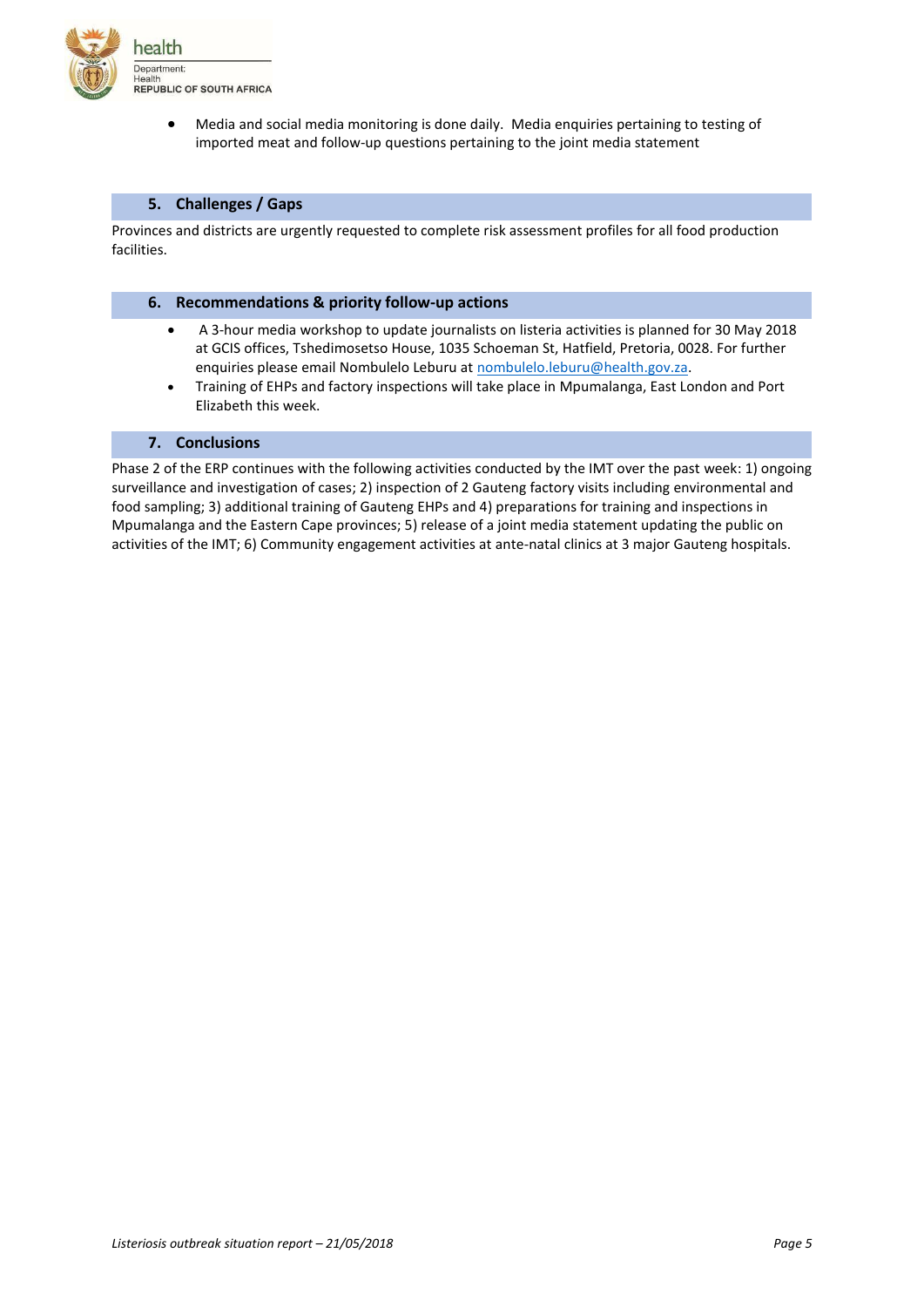- Media and social media monitoring is done daily. Media enquiries pertaining to testing of imported meat and follow-up questions pertaining to the joint media statement

## 5. Challenges / Gaps

Provinces and districts are urgently requested to complete risk assessment profiles for all food production facilities.

## 6. Recommendations & priority follow-up actions

- A 3-hour media workshop to update journalists on listeria activities is planned for 30 May 2018 at GCIS offices, Tshedimosetso House, 1035 Schoeman St, Hatfield, Pretoria, 0028. For further enquiries please email Nombulelo Leburu at nombulelo.leburu@health.gov.za.
- Training of EHPs and factory inspections will take place in Mpumalanga, East London and Port Elizabeth this week.

## 7. Conclusions

Phase 2 of the ERP continues with the following activities conducted by the IMT over the past week: 1) ongoing surveillance and investigation of cases; 2) inspection of 2 Gauteng factory visits including environmental and food sampling; 3) additional training of Gauteng EHPs and 4) preparations for training and inspections in Mpumalanga and the Eastern Cape provinces; 5) release of a joint media statement updating the public on activities of the IMT; 6) Community engagement activities at ante-natal clinics at 3 major Gauteng hospitals.